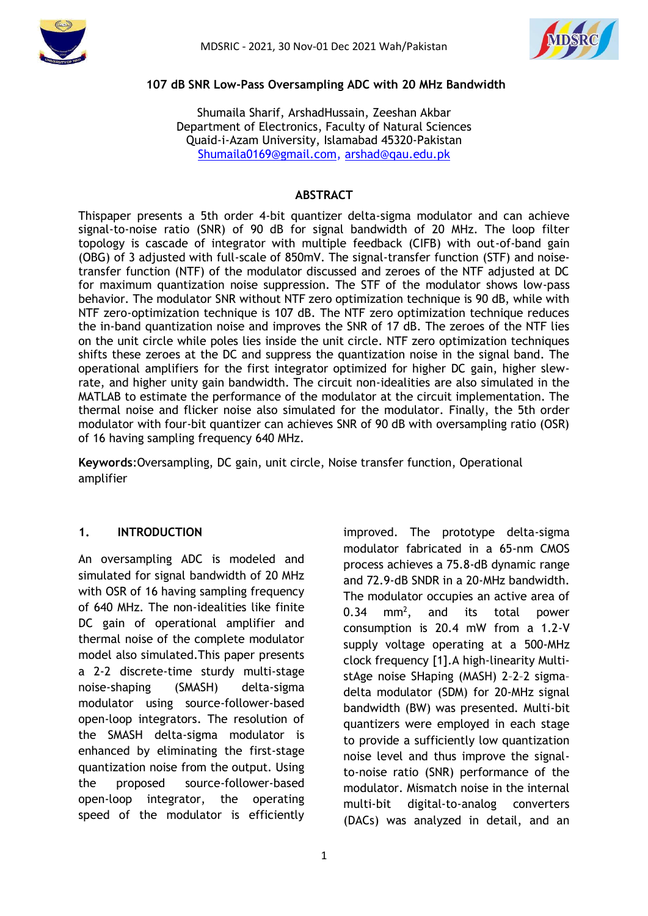# 107 dB SNR Low-Pass Oversampling ADC with 20 MHz Bandwidth

Shumaila Sharif, ArshadHussain, Zeeshan Akbar
Department of Electronics, Faculty of Natural Sciences
Quaid-i-Azam University, Islamabad 45320-Pakistan
Shumaila0169@gmail.com, arshad@qau.edu.pk

## ABSTRACT

Thispaper presents a 5th order 4-bit quantizer delta-sigma modulator and can achieve signal-to-noise ratio (SNR) of 90 dB for signal bandwidth of 20 MHz. The loop filter topology is cascade of integrator with multiple feedback (CIFB) with out-of-band gain (OBG) of 3 adjusted with full-scale of 850mV. The signal-transfer function (STF) and noise-transfer function (NTF) of the modulator discussed and zeroes of the NTF adjusted at DC for maximum quantization noise suppression. The STF of the modulator shows low-pass behavior. The modulator SNR without NTF zero optimization technique is 90 dB, while with NTF zero-optimization technique is 107 dB. The NTF zero optimization technique reduces the in-band quantization noise and improves the SNR of 17 dB. The zeroes of the NTF lies on the unit circle while poles lies inside the unit circle. NTF zero optimization techniques shifts these zeroes at the DC and suppress the quantization noise in the signal band. The operational amplifiers for the first integrator optimized for higher DC gain, higher slew-rate, and higher unity gain bandwidth. The circuit non-idealities are also simulated in the MATLAB to estimate the performance of the modulator at the circuit implementation. The thermal noise and flicker noise also simulated for the modulator. Finally, the 5th order modulator with four-bit quantizer can achieves SNR of 90 dB with oversampling ratio (OSR) of 16 having sampling frequency 640 MHz.

**Keywords**:Oversampling, DC gain, unit circle, Noise transfer function, Operational amplifier

## 1. INTRODUCTION

An oversampling ADC is modeled and simulated for signal bandwidth of 20 MHz with OSR of 16 having sampling frequency of 640 MHz. The non-idealities like finite DC gain of operational amplifier and thermal noise of the complete modulator model also simulated.This paper presents a 2-2 discrete-time sturdy multi-stage noise-shaping (SMASH) delta-sigma modulator using source-follower-based open-loop integrators. The resolution of the SMASH delta-sigma modulator is enhanced by eliminating the first-stage quantization noise from the output. Using the proposed source-follower-based open-loop integrator, the operating speed of the modulator is efficiently improved. The prototype delta-sigma modulator fabricated in a 65-nm CMOS process achieves a 75.8-dB dynamic range and 72.9-dB SNDR in a 20-MHz bandwidth. The modulator occupies an active area of 0.34 $mm^2$, and its total power consumption is 20.4 mW from a 1.2-V supply voltage operating at a 500-MHz clock frequency [1].A high-linearity Multi-stAge noise SHaping (MASH) 2–2–2 sigma-delta modulator (SDM) for 20-MHz signal bandwidth (BW) was presented. Multi-bit quantizers were employed in each stage to provide a sufficiently low quantization noise level and thus improve the signal-to-noise ratio (SNR) performance of the modulator. Mismatch noise in the internal multi-bit digital-to-analog converters (DACs) was analyzed in detail, and an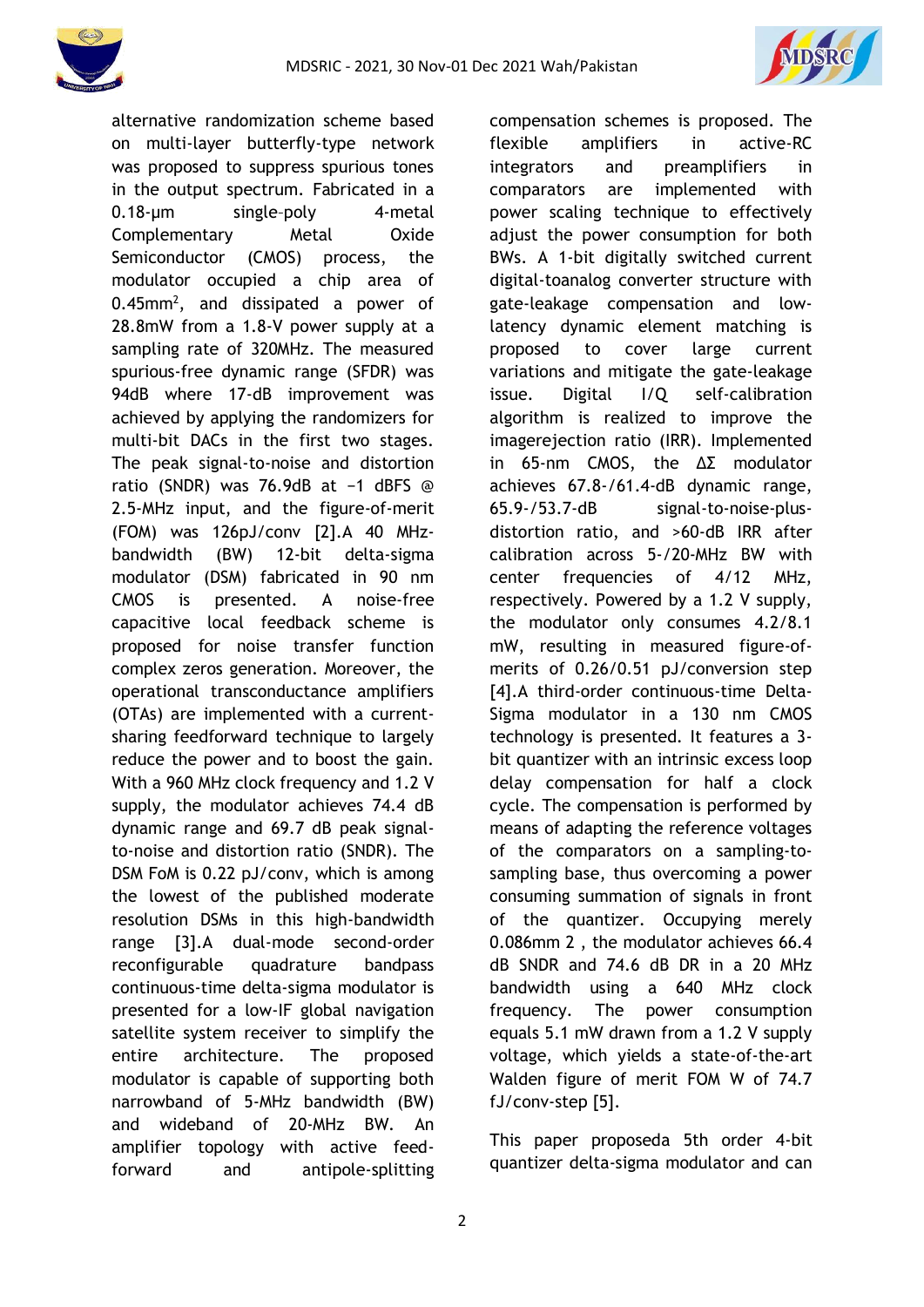alternative randomization scheme based on multi-layer butterfly-type network was proposed to suppress spurious tones in the output spectrum. Fabricated in a 0.18-μm single-poly 4-metal Complementary Metal Oxide Semiconductor (CMOS) process, the modulator occupied a chip area of $0.45mm^2$, and dissipated a power of 28.8mW from a 1.8-V power supply at a sampling rate of 320MHz. The measured spurious-free dynamic range (SFDR) was 94dB where 17-dB improvement was achieved by applying the randomizers for multi-bit DACs in the first two stages. The peak signal-to-noise and distortion ratio (SNDR) was 76.9dB at −1 dBFS @ 2.5-MHz input, and the figure-of-merit (FOM) was 126pJ/conv [2].A 40 MHz-bandwidth (BW) 12-bit delta-sigma modulator (DSM) fabricated in 90 nm CMOS is presented. A noise-free capacitive local feedback scheme is proposed for noise transfer function complex zeros generation. Moreover, the operational transconductance amplifiers (OTAs) are implemented with a current-sharing feedforward technique to largely reduce the power and to boost the gain. With a 960 MHz clock frequency and 1.2 V supply, the modulator achieves 74.4 dB dynamic range and 69.7 dB peak signal-to-noise and distortion ratio (SNDR). The DSM FoM is 0.22 pJ/conv, which is among the lowest of the published moderate resolution DSMs in this high-bandwidth range [3].A dual-mode second-order reconfigurable quadrature bandpass continuous-time delta-sigma modulator is presented for a low-IF global navigation satellite system receiver to simplify the entire architecture. The proposed modulator is capable of supporting both narrowband of 5-MHz bandwidth (BW) and wideband of 20-MHz BW. An amplifier topology with active feed-forward and antipole-splitting compensation schemes is proposed. The flexible amplifiers in active-RC integrators and preamplifiers in comparators are implemented with power scaling technique to effectively adjust the power consumption for both BWs. A 1-bit digitally switched current digital-toanalog converter structure with gate-leakage compensation and low-latency dynamic element matching is proposed to cover large current variations and mitigate the gate-leakage issue. Digital I/Q self-calibration algorithm is realized to improve the imagerejection ratio (IRR). Implemented in 65-nm CMOS, the ΔΣ modulator achieves 67.8-/61.4-dB dynamic range, 65.9-/53.7-dB signal-to-noise-plus-distortion ratio, and >60-dB IRR after calibration across 5-/20-MHz BW with center frequencies of 4/12 MHz, respectively. Powered by a 1.2 V supply, the modulator only consumes 4.2/8.1 mW, resulting in measured figure-of-merits of 0.26/0.51 pJ/conversion step [4].A third-order continuous-time Delta-Sigma modulator in a 130 nm CMOS technology is presented. It features a 3-bit quantizer with an intrinsic excess loop delay compensation for half a clock cycle. The compensation is performed by means of adapting the reference voltages of the comparators on a sampling-to-sampling base, thus overcoming a power consuming summation of signals in front of the quantizer. Occupying merely 0.086mm 2 , the modulator achieves 66.4 dB SNDR and 74.6 dB DR in a 20 MHz bandwidth using a 640 MHz clock frequency. The power consumption equals 5.1 mW drawn from a 1.2 V supply voltage, which yields a state-of-the-art Walden figure of merit FOM W of 74.7 fJ/conv-step [5].

This paper proposeda 5th order 4-bit quantizer delta-sigma modulator and can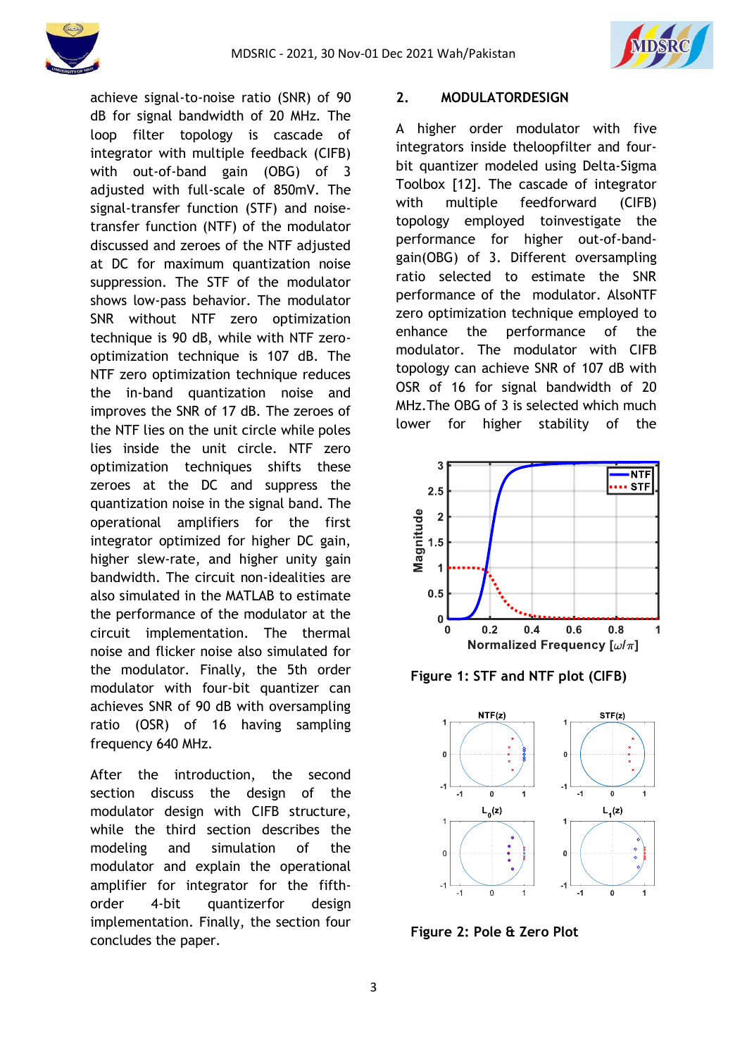achieve signal-to-noise ratio (SNR) of 90 dB for signal bandwidth of 20 MHz. The loop filter topology is cascade of integrator with multiple feedback (CIFB) with out-of-band gain (OBG) of 3 adjusted with full-scale of 850mV. The signal-transfer function (STF) and noise-transfer function (NTF) of the modulator discussed and zeroes of the NTF adjusted at DC for maximum quantization noise suppression. The STF of the modulator shows low-pass behavior. The modulator SNR without NTF zero optimization technique is 90 dB, while with NTF zero-optimization technique is 107 dB. The NTF zero optimization technique reduces the in-band quantization noise and improves the SNR of 17 dB. The zeroes of the NTF lies on the unit circle while poles lies inside the unit circle. NTF zero optimization techniques shifts these zeroes at the DC and suppress the quantization noise in the signal band. The operational amplifiers for the first integrator optimized for higher DC gain, higher slew-rate, and higher unity gain bandwidth. The circuit non-idealities are also simulated in the MATLAB to estimate the performance of the modulator at the circuit implementation. The thermal noise and flicker noise also simulated for the modulator. Finally, the 5th order modulator with four-bit quantizer can achieves SNR of 90 dB with oversampling ratio (OSR) of 16 having sampling frequency 640 MHz.

After the introduction, the second section discuss the design of the modulator design with CIFB structure, while the third section describes the modeling and simulation of the modulator and explain the operational amplifier for integrator for the fifth-order 4-bit quantizerfor design implementation. Finally, the section four concludes the paper.

## 2. MODULATORDESIGN

A higher order modulator with five integrators inside theloopfilter and four-bit quantizer modeled using Delta-Sigma Toolbox [12]. The cascade of integrator with multiple feedforward (CIFB) topology employed toinvestigate the performance for higher out-of-band-gain(OBG) of 3. Different oversampling ratio selected to estimate the SNR performance of the modulator. AlsoNTF zero optimization technique employed to enhance the performance of the modulator. The modulator with CIFB topology can achieve SNR of 107 dB with OSR of 16 for signal bandwidth of 20 MHz.The OBG of 3 is selected which much lower for higher stability of the

Figure 1: STF and NTF plot (CIFB)

Figure 2: Pole & Zero Plot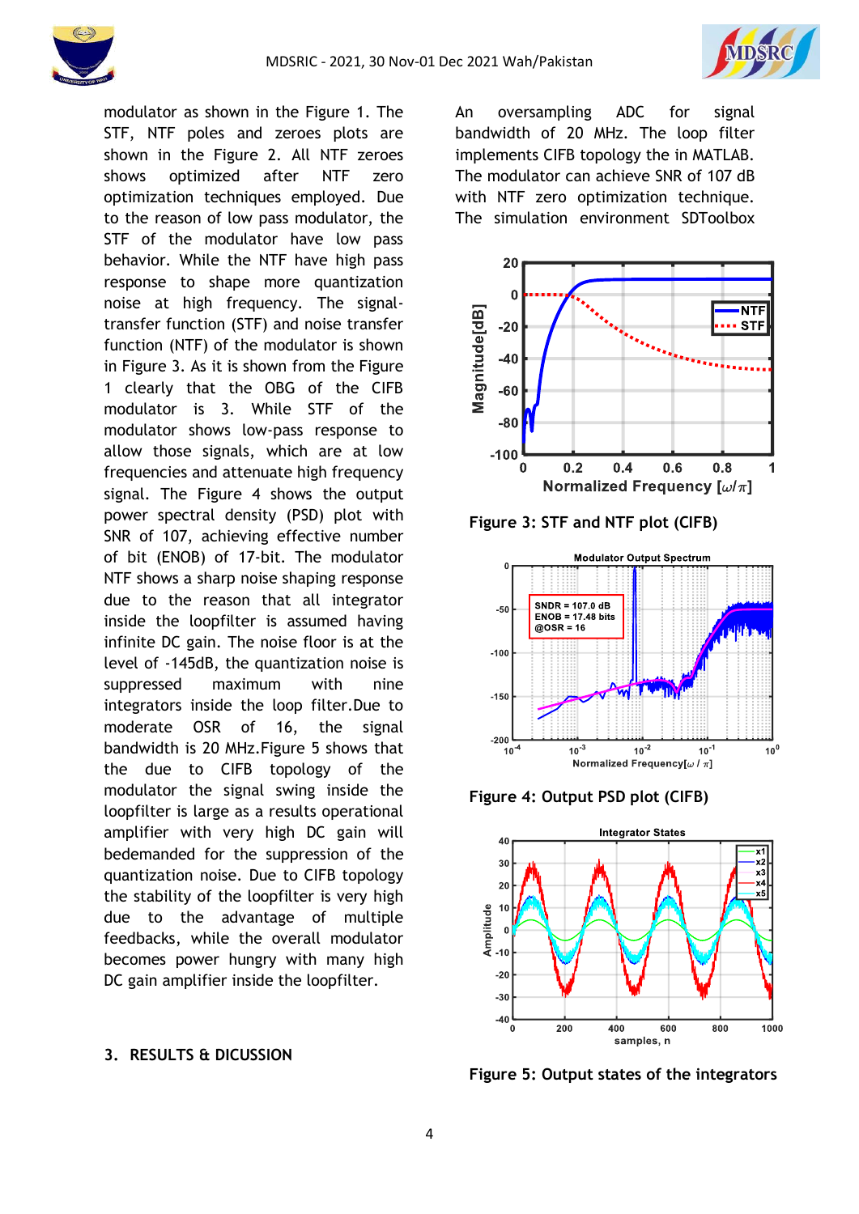modulator as shown in the Figure 1. The STF, NTF poles and zeroes plots are shown in the Figure 2. All NTF zeroes shows optimized after NTF zero optimization techniques employed. Due to the reason of low pass modulator, the STF of the modulator have low pass behavior. While the NTF have high pass response to shape more quantization noise at high frequency. The signal-transfer function (STF) and noise transfer function (NTF) of the modulator is shown in Figure 3. As it is shown from the Figure 1 clearly that the OBG of the CIFB modulator is 3. While STF of the modulator shows low-pass response to allow those signals, which are at low frequencies and attenuate high frequency signal. The Figure 4 shows the output power spectral density (PSD) plot with SNR of 107, achieving effective number of bit (ENOB) of 17-bit. The modulator NTF shows a sharp noise shaping response due to the reason that all integrator inside the loopfilter is assumed having infinite DC gain. The noise floor is at the level of -145dB, the quantization noise is suppressed maximum with nine integrators inside the loop filter.Due to moderate OSR of 16, the signal bandwidth is 20 MHz.Figure 5 shows that the due to CIFB topology of the modulator the signal swing inside the loopfilter is large as a results operational amplifier with very high DC gain will bedemanded for the suppression of the quantization noise. Due to CIFB topology the stability of the loopfilter is very high due to the advantage of multiple feedbacks, while the overall modulator becomes power hungry with many high DC gain amplifier inside the loopfilter.

## 3. RESULTS & DICUSSION

An oversampling ADC for signal bandwidth of 20 MHz. The loop filter implements CIFB topology the in MATLAB. The modulator can achieve SNR of 107 dB with NTF zero optimization technique. The simulation environment SDToolbox

Figure 3: STF and NTF plot (CIFB)

Figure 4: Output PSD plot (CIFB)

Figure 5: Output states of the integrators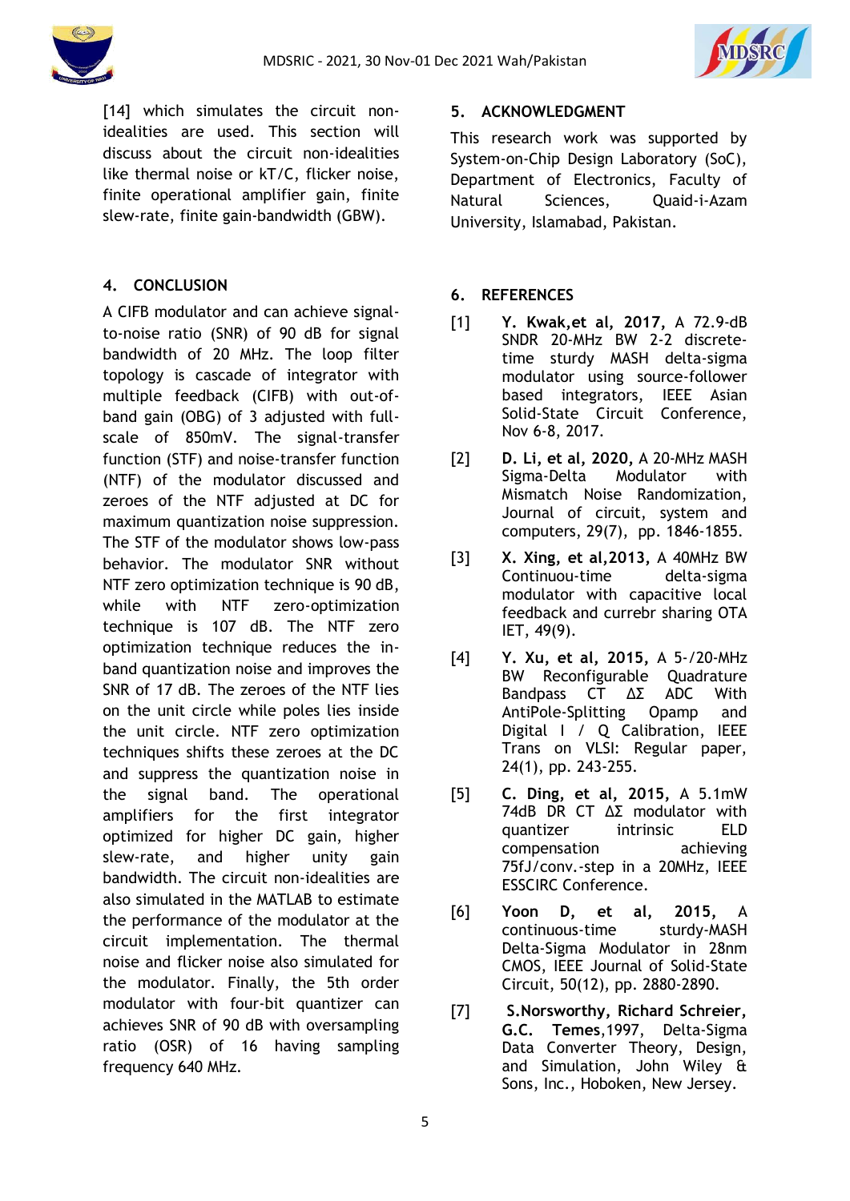[14] which simulates the circuit non-idealities are used. This section will discuss about the circuit non-idealities like thermal noise or kT/C, flicker noise, finite operational amplifier gain, finite slew-rate, finite gain-bandwidth (GBW).

## 4. CONCLUSION

A CIFB modulator and can achieve signal-to-noise ratio (SNR) of 90 dB for signal bandwidth of 20 MHz. The loop filter topology is cascade of integrator with multiple feedback (CIFB) with out-of-band gain (OBG) of 3 adjusted with full-scale of 850mV. The signal-transfer function (STF) and noise-transfer function (NTF) of the modulator discussed and zeroes of the NTF adjusted at DC for maximum quantization noise suppression. The STF of the modulator shows low-pass behavior. The modulator SNR without NTF zero optimization technique is 90 dB, while with NTF zero-optimization technique is 107 dB. The NTF zero optimization technique reduces the in-band quantization noise and improves the SNR of 17 dB. The zeroes of the NTF lies on the unit circle while poles lies inside the unit circle. NTF zero optimization techniques shifts these zeroes at the DC and suppress the quantization noise in the signal band. The operational amplifiers for the first integrator optimized for higher DC gain, higher slew-rate, and higher unity gain bandwidth. The circuit non-idealities are also simulated in the MATLAB to estimate the performance of the modulator at the circuit implementation. The thermal noise and flicker noise also simulated for the modulator. Finally, the 5th order modulator with four-bit quantizer can achieves SNR of 90 dB with oversampling ratio (OSR) of 16 having sampling frequency 640 MHz.

## 5. ACKNOWLEDGMENT

This research work was supported by System-on-Chip Design Laboratory (SoC), Department of Electronics, Faculty of Natural Sciences, Quaid-i-Azam University, Islamabad, Pakistan.

## 6. REFERENCES

[1] **Y. Kwak,et al, 2017,** A 72.9-dB SNDR 20-MHz BW 2-2 discrete-time sturdy MASH delta-sigma modulator using source-follower based integrators, IEEE Asian Solid-State Circuit Conference, Nov 6-8, 2017.

[2] **D. Li, et al, 2020,** A 20-MHz MASH Sigma-Delta Modulator with Mismatch Noise Randomization, Journal of circuit, system and computers, 29(7), pp. 1846-1855.

[3] **X. Xing, et al,2013,** A 40MHz BW Continuou-time delta-sigma modulator with capacitive local feedback and currebr sharing OTA IET, 49(9).

[4] **Y. Xu, et al, 2015,** A 5-/20-MHz BW Reconfigurable Quadrature Bandpass CT ΔΣ ADC With AntiPole-Splitting Opamp and Digital I / Q Calibration, IEEE Trans on VLSI: Regular paper, 24(1), pp. 243-255.

[5] **C. Ding, et al, 2015,** A 5.1mW 74dB DR CT ΔΣ modulator with quantizer intrinsic ELD compensation achieving 75fJ/conv.-step in a 20MHz, IEEE ESSCIRC Conference.

[6] **Yoon D, et al, 2015,** A continuous-time sturdy-MASH Delta-Sigma Modulator in 28nm CMOS, IEEE Journal of Solid-State Circuit, 50(12), pp. 2880-2890.

[7] **S.Norsworthy, Richard Schreier, G.C. Temes**,1997, Delta-Sigma Data Converter Theory, Design, and Simulation, John Wiley & Sons, Inc., Hoboken, New Jersey.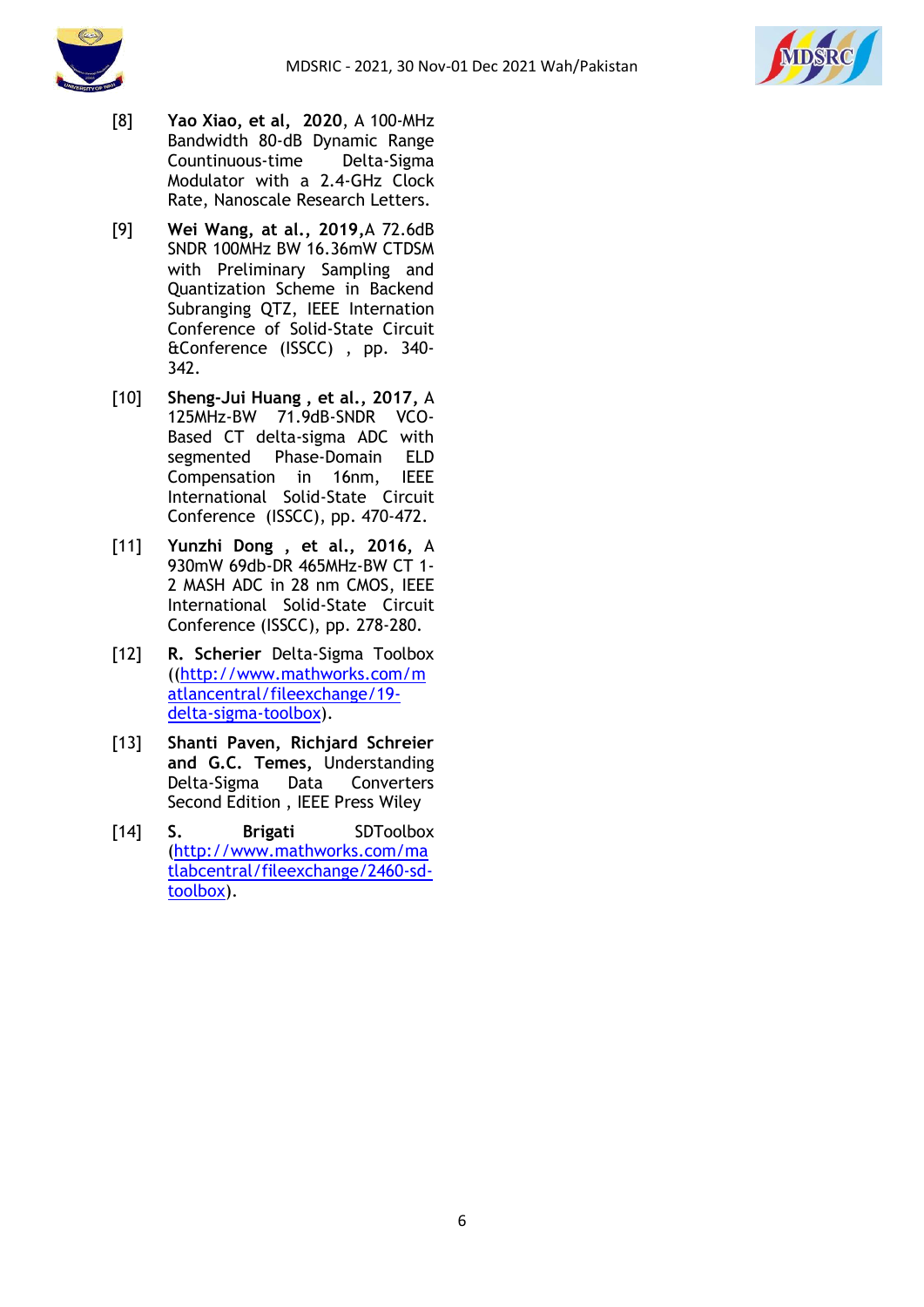[8] **Yao Xiao, et al, 2020**, A 100-MHz Bandwidth 80-dB Dynamic Range Countinuous-time Delta-Sigma Modulator with a 2.4-GHz Clock Rate, Nanoscale Research Letters.

[9] **Wei Wang, at al., 2019**,A 72.6dB SNDR 100MHz BW 16.36mW CTDSM with Preliminary Sampling and Quantization Scheme in Backend Subranging QTZ, IEEE Internation Conference of Solid-State Circuit &Conference (ISSCC) , pp. 340-342.

[10] **Sheng-Jui Huang , et al., 2017,** A 125MHz-BW 71.9dB-SNDR VCO-Based CT delta-sigma ADC with segmented Phase-Domain ELD Compensation in 16nm, IEEE International Solid-State Circuit Conference (ISSCC), pp. 470-472.

[11] **Yunzhi Dong , et al., 2016,** A 930mW 69db-DR 465MHz-BW CT 1-2 MASH ADC in 28 nm CMOS, IEEE International Solid-State Circuit Conference (ISSCC), pp. 278-280.

[12] **R. Scherier** Delta-Sigma Toolbox ((http://www.mathworks.com/matlancentral/fileexchange/19-delta-sigma-toolbox).

[13] **Shanti Paven, Richjard Schreier and G.C. Temes,** Understanding Delta-Sigma Data Converters Second Edition , IEEE Press Wiley

[14] **S. Brigati** SDToolbox (http://www.mathworks.com/matlabcentral/fileexchange/2460-sd-toolbox).